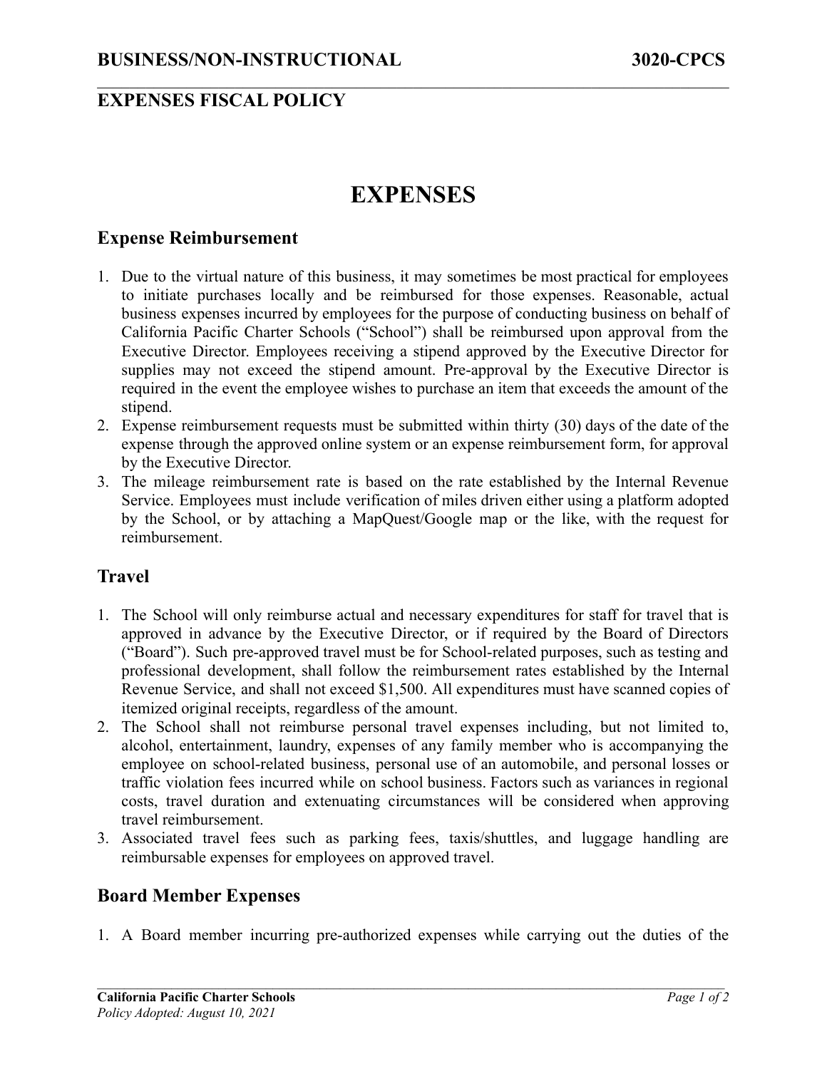# EXPENSES

## Expense Reimbursement

1. Due to the virtual nature of this business, it may sometimes be most practical for employees to initiate purchases locally and be reimbursed for those expenses. Reasonable, actual business expenses incurred by employees for the purpose of conducting business on behalf of California Pacific Charter Schools ("School") shall be reimbursed upon approval from the Executive Director. Employees receiving a stipend approved by the Executive Director for supplies may not exceed the stipend amount. Pre-approval by the Executive Director is required in the event the employee wishes to purchase an item that exceeds the amount of the stipend.
2. Expense reimbursement requests must be submitted within thirty (30) days of the date of the expense through the approved online system or an expense reimbursement form, for approval by the Executive Director.
3. The mileage reimbursement rate is based on the rate established by the Internal Revenue Service. Employees must include verification of miles driven either using a platform adopted by the School, or by attaching a MapQuest/Google map or the like, with the request for reimbursement.

## Travel

1. The School will only reimburse actual and necessary expenditures for staff for travel that is approved in advance by the Executive Director, or if required by the Board of Directors ("Board"). Such pre-approved travel must be for School-related purposes, such as testing and professional development, shall follow the reimbursement rates established by the Internal Revenue Service, and shall not exceed $1,500. All expenditures must have scanned copies of itemized original receipts, regardless of the amount.
2. The School shall not reimburse personal travel expenses including, but not limited to, alcohol, entertainment, laundry, expenses of any family member who is accompanying the employee on school-related business, personal use of an automobile, and personal losses or traffic violation fees incurred while on school business. Factors such as variances in regional costs, travel duration and extenuating circumstances will be considered when approving travel reimbursement.
3. Associated travel fees such as parking fees, taxis/shuttles, and luggage handling are reimbursable expenses for employees on approved travel.

## Board Member Expenses

1. A Board member incurring pre-authorized expenses while carrying out the duties of the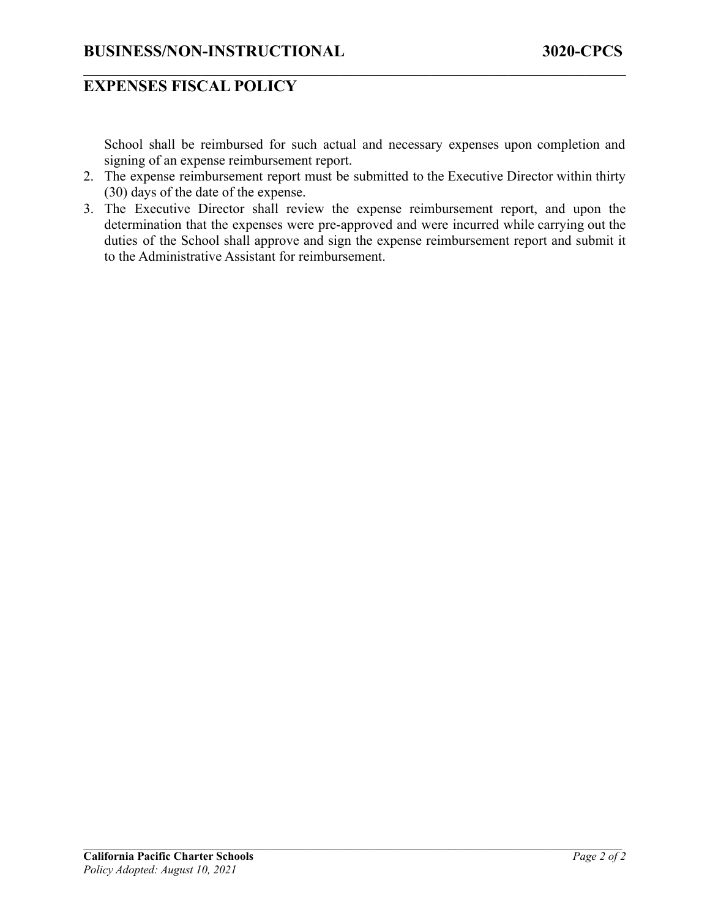School shall be reimbursed for such actual and necessary expenses upon completion and signing of an expense reimbursement report.

2. The expense reimbursement report must be submitted to the Executive Director within thirty (30) days of the date of the expense.
3. The Executive Director shall review the expense reimbursement report, and upon the determination that the expenses were pre-approved and were incurred while carrying out the duties of the School shall approve and sign the expense reimbursement report and submit it to the Administrative Assistant for reimbursement.